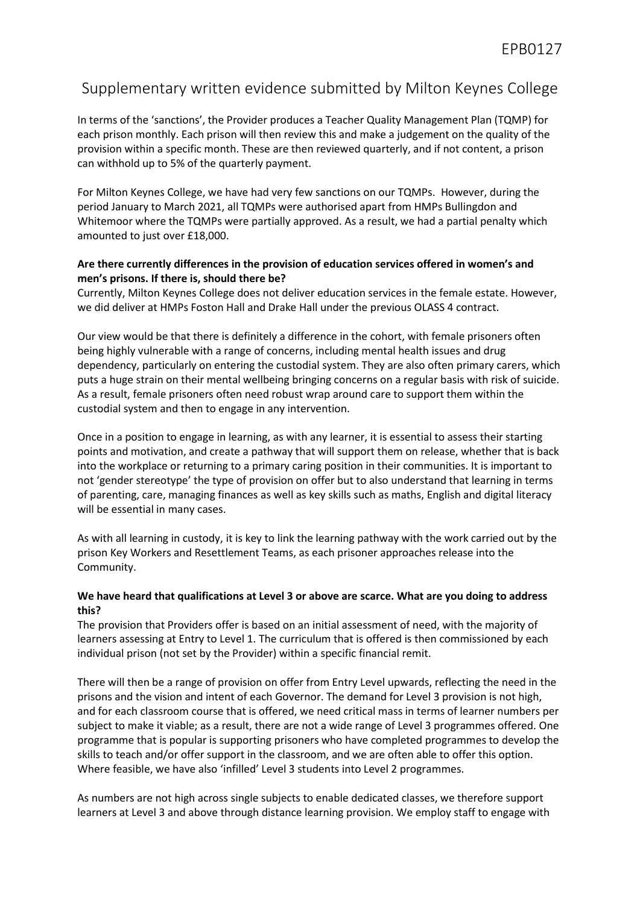EPB0127

# Supplementary written evidence submitted by Milton Keynes College

In terms of the 'sanctions', the Provider produces a Teacher Quality Management Plan (TQMP) for each prison monthly. Each prison will then review this and make a judgement on the quality of the provision within a specific month. These are then reviewed quarterly, and if not content, a prison can withhold up to 5% of the quarterly payment.

For Milton Keynes College, we have had very few sanctions on our TQMPs. However, during the period January to March 2021, all TQMPs were authorised apart from HMPs Bullingdon and Whitemoor where the TQMPs were partially approved. As a result, we had a partial penalty which amounted to just over £18,000.

**Are there currently differences in the provision of education services offered in women's and men's prisons. If there is, should there be?**

Currently, Milton Keynes College does not deliver education services in the female estate. However, we did deliver at HMPs Foston Hall and Drake Hall under the previous OLASS 4 contract.

Our view would be that there is definitely a difference in the cohort, with female prisoners often being highly vulnerable with a range of concerns, including mental health issues and drug dependency, particularly on entering the custodial system. They are also often primary carers, which puts a huge strain on their mental wellbeing bringing concerns on a regular basis with risk of suicide. As a result, female prisoners often need robust wrap around care to support them within the custodial system and then to engage in any intervention.

Once in a position to engage in learning, as with any learner, it is essential to assess their starting points and motivation, and create a pathway that will support them on release, whether that is back into the workplace or returning to a primary caring position in their communities. It is important to not 'gender stereotype' the type of provision on offer but to also understand that learning in terms of parenting, care, managing finances as well as key skills such as maths, English and digital literacy will be essential in many cases.

As with all learning in custody, it is key to link the learning pathway with the work carried out by the prison Key Workers and Resettlement Teams, as each prisoner approaches release into the Community.

**We have heard that qualifications at Level 3 or above are scarce. What are you doing to address this?**

The provision that Providers offer is based on an initial assessment of need, with the majority of learners assessing at Entry to Level 1. The curriculum that is offered is then commissioned by each individual prison (not set by the Provider) within a specific financial remit.

There will then be a range of provision on offer from Entry Level upwards, reflecting the need in the prisons and the vision and intent of each Governor. The demand for Level 3 provision is not high, and for each classroom course that is offered, we need critical mass in terms of learner numbers per subject to make it viable; as a result, there are not a wide range of Level 3 programmes offered. One programme that is popular is supporting prisoners who have completed programmes to develop the skills to teach and/or offer support in the classroom, and we are often able to offer this option. Where feasible, we have also 'infilled' Level 3 students into Level 2 programmes.

As numbers are not high across single subjects to enable dedicated classes, we therefore support learners at Level 3 and above through distance learning provision. We employ staff to engage with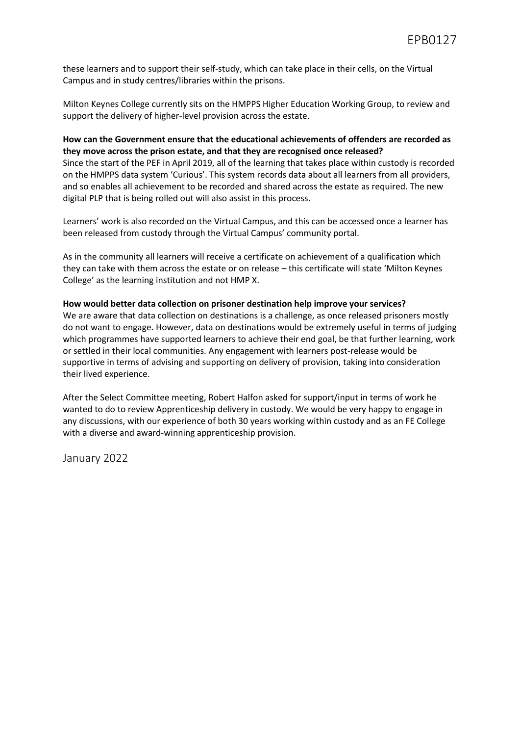these learners and to support their self-study, which can take place in their cells, on the Virtual Campus and in study centres/libraries within the prisons.

Milton Keynes College currently sits on the HMPPS Higher Education Working Group, to review and support the delivery of higher-level provision across the estate.

**How can the Government ensure that the educational achievements of offenders are recorded as they move across the prison estate, and that they are recognised once released?**

Since the start of the PEF in April 2019, all of the learning that takes place within custody is recorded on the HMPPS data system 'Curious'. This system records data about all learners from all providers, and so enables all achievement to be recorded and shared across the estate as required. The new digital PLP that is being rolled out will also assist in this process.

Learners' work is also recorded on the Virtual Campus, and this can be accessed once a learner has been released from custody through the Virtual Campus' community portal.

As in the community all learners will receive a certificate on achievement of a qualification which they can take with them across the estate or on release – this certificate will state 'Milton Keynes College' as the learning institution and not HMP X.

**How would better data collection on prisoner destination help improve your services?**

We are aware that data collection on destinations is a challenge, as once released prisoners mostly do not want to engage. However, data on destinations would be extremely useful in terms of judging which programmes have supported learners to achieve their end goal, be that further learning, work or settled in their local communities. Any engagement with learners post-release would be supportive in terms of advising and supporting on delivery of provision, taking into consideration their lived experience.

After the Select Committee meeting, Robert Halfon asked for support/input in terms of work he wanted to do to review Apprenticeship delivery in custody. We would be very happy to engage in any discussions, with our experience of both 30 years working within custody and as an FE College with a diverse and award-winning apprenticeship provision.

January 2022